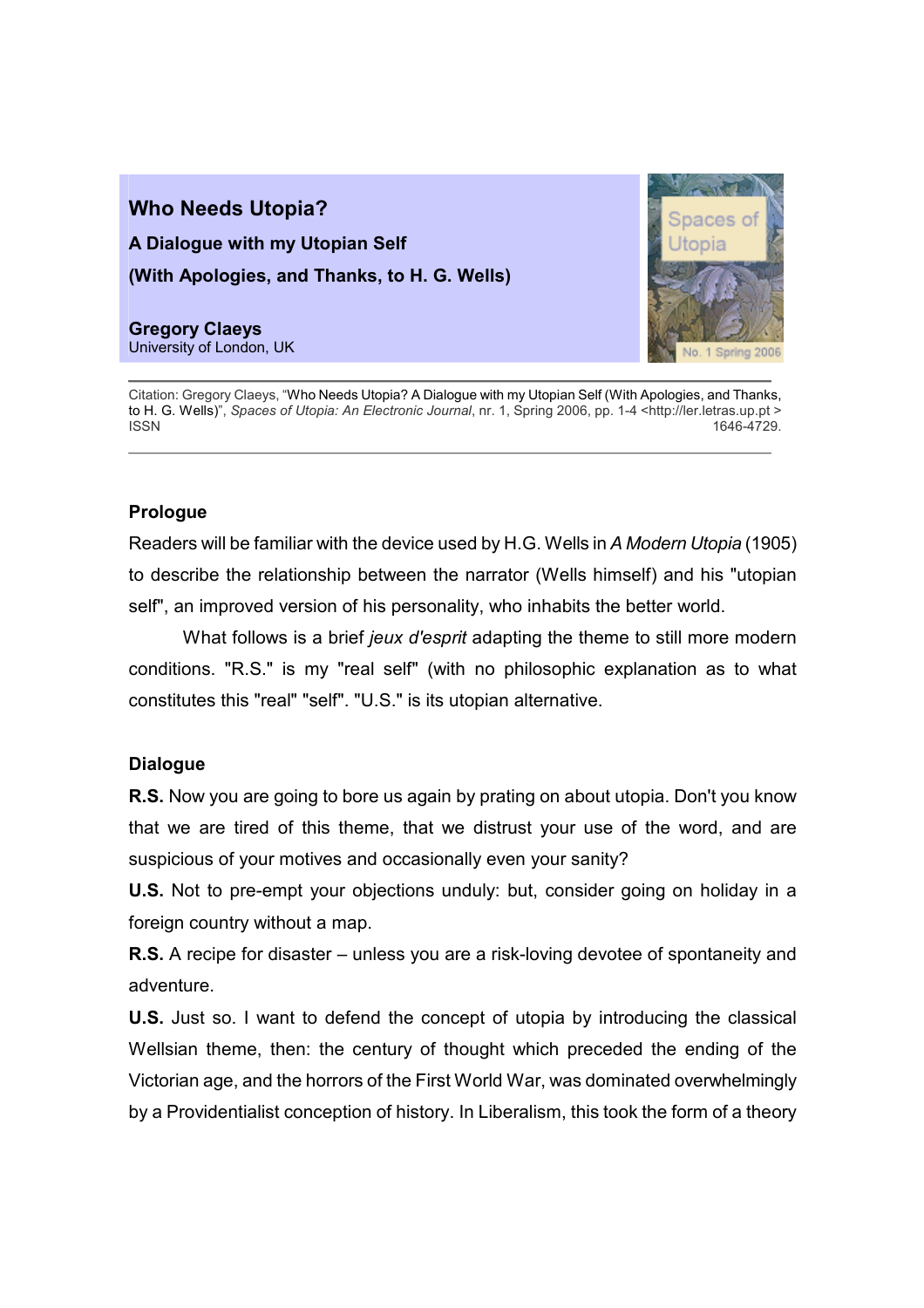# Who Needs Utopia?

## A Dialogue with my Utopian Self

## (With Apologies, and Thanks, to H. G. Wells)

**Gregory Claeys**
University of London, UK

Citation: Gregory Claeys, "Who Needs Utopia? A Dialogue with my Utopian Self (With Apologies, and Thanks, to H. G. Wells)", *Spaces of Utopia: An Electronic Journal*, nr. 1, Spring 2006, pp. 1-4 <http://ler.letras.up.pt > ISSN 1646-4729.

---

### Prologue

Readers will be familiar with the device used by H.G. Wells in *A Modern Utopia* (1905) to describe the relationship between the narrator (Wells himself) and his "utopian self", an improved version of his personality, who inhabits the better world.

What follows is a brief *jeux d'esprit* adapting the theme to still more modern conditions. "R.S." is my "real self" (with no philosophic explanation as to what constitutes this "real" "self". "U.S." is its utopian alternative.

### Dialogue

**R.S.** Now you are going to bore us again by prating on about utopia. Don't you know that we are tired of this theme, that we distrust your use of the word, and are suspicious of your motives and occasionally even your sanity?

**U.S.** Not to pre-empt your objections unduly: but, consider going on holiday in a foreign country without a map.

**R.S.** A recipe for disaster – unless you are a risk-loving devotee of spontaneity and adventure.

**U.S.** Just so. I want to defend the concept of utopia by introducing the classical Wellsian theme, then: the century of thought which preceded the ending of the Victorian age, and the horrors of the First World War, was dominated overwhelmingly by a Providentialist conception of history. In Liberalism, this took the form of a theory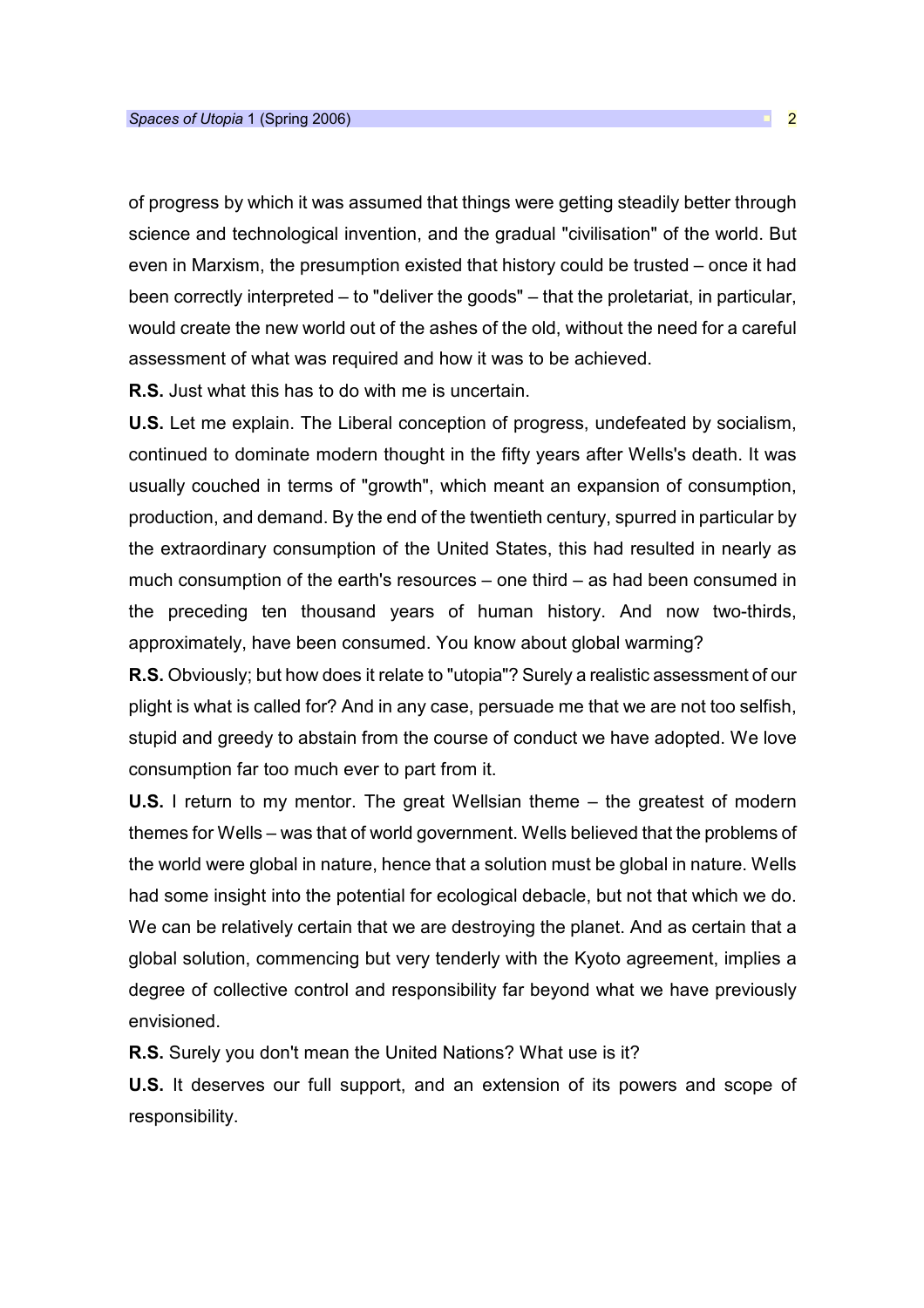of progress by which it was assumed that things were getting steadily better through science and technological invention, and the gradual "civilisation" of the world. But even in Marxism, the presumption existed that history could be trusted – once it had been correctly interpreted – to "deliver the goods" – that the proletariat, in particular, would create the new world out of the ashes of the old, without the need for a careful assessment of what was required and how it was to be achieved.

**R.S.** Just what this has to do with me is uncertain.

**U.S.** Let me explain. The Liberal conception of progress, undefeated by socialism, continued to dominate modern thought in the fifty years after Wells's death. It was usually couched in terms of "growth", which meant an expansion of consumption, production, and demand. By the end of the twentieth century, spurred in particular by the extraordinary consumption of the United States, this had resulted in nearly as much consumption of the earth's resources – one third – as had been consumed in the preceding ten thousand years of human history. And now two-thirds, approximately, have been consumed. You know about global warming?

**R.S.** Obviously; but how does it relate to "utopia"? Surely a realistic assessment of our plight is what is called for? And in any case, persuade me that we are not too selfish, stupid and greedy to abstain from the course of conduct we have adopted. We love consumption far too much ever to part from it.

**U.S.** I return to my mentor. The great Wellsian theme – the greatest of modern themes for Wells – was that of world government. Wells believed that the problems of the world were global in nature, hence that a solution must be global in nature. Wells had some insight into the potential for ecological debacle, but not that which we do. We can be relatively certain that we are destroying the planet. And as certain that a global solution, commencing but very tenderly with the Kyoto agreement, implies a degree of collective control and responsibility far beyond what we have previously envisioned.

**R.S.** Surely you don't mean the United Nations? What use is it?

**U.S.** It deserves our full support, and an extension of its powers and scope of responsibility.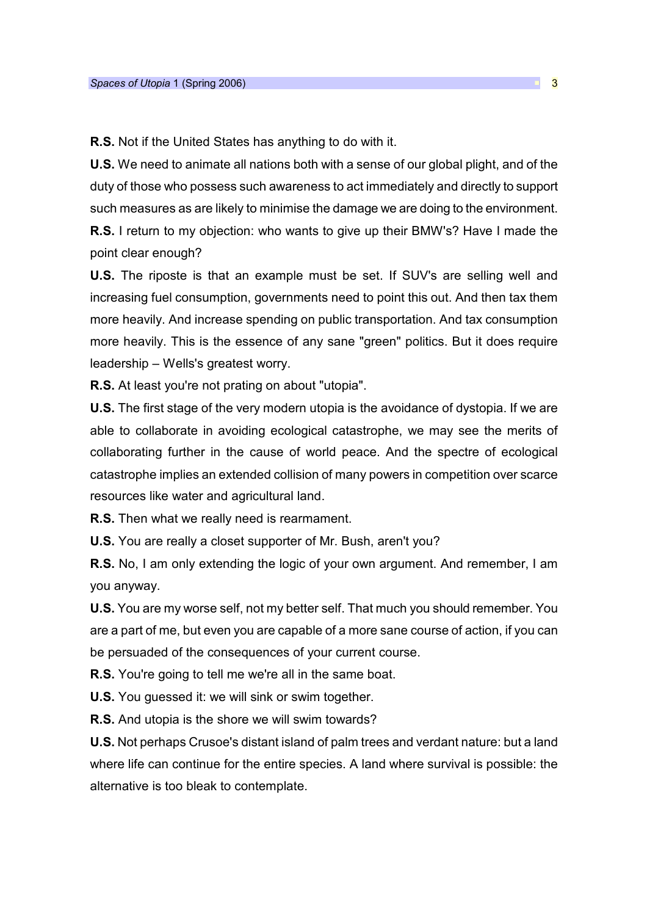**R.S.** Not if the United States has anything to do with it.

**U.S.** We need to animate all nations both with a sense of our global plight, and of the duty of those who possess such awareness to act immediately and directly to support such measures as are likely to minimise the damage we are doing to the environment.

**R.S.** I return to my objection: who wants to give up their BMW's? Have I made the point clear enough?

**U.S.** The riposte is that an example must be set. If SUV's are selling well and increasing fuel consumption, governments need to point this out. And then tax them more heavily. And increase spending on public transportation. And tax consumption more heavily. This is the essence of any sane "green" politics. But it does require leadership – Wells's greatest worry.

**R.S.** At least you're not prating on about "utopia".

**U.S.** The first stage of the very modern utopia is the avoidance of dystopia. If we are able to collaborate in avoiding ecological catastrophe, we may see the merits of collaborating further in the cause of world peace. And the spectre of ecological catastrophe implies an extended collision of many powers in competition over scarce resources like water and agricultural land.

**R.S.** Then what we really need is rearmament.

**U.S.** You are really a closet supporter of Mr. Bush, aren't you?

**R.S.** No, I am only extending the logic of your own argument. And remember, I am you anyway.

**U.S.** You are my worse self, not my better self. That much you should remember. You are a part of me, but even you are capable of a more sane course of action, if you can be persuaded of the consequences of your current course.

**R.S.** You're going to tell me we're all in the same boat.

**U.S.** You guessed it: we will sink or swim together.

**R.S.** And utopia is the shore we will swim towards?

**U.S.** Not perhaps Crusoe's distant island of palm trees and verdant nature: but a land where life can continue for the entire species. A land where survival is possible: the alternative is too bleak to contemplate.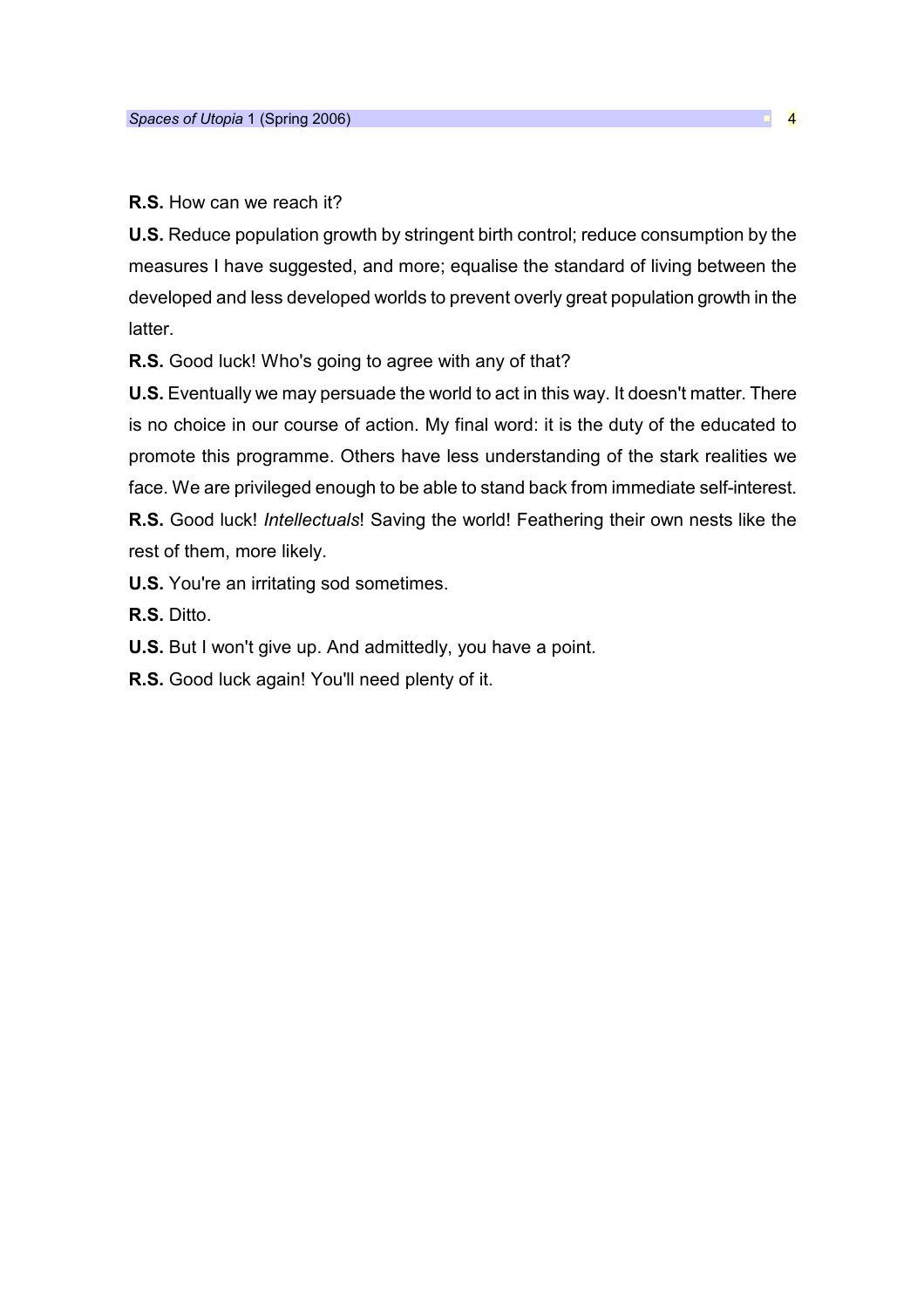**R.S.** How can we reach it?

**U.S.** Reduce population growth by stringent birth control; reduce consumption by the measures I have suggested, and more; equalise the standard of living between the developed and less developed worlds to prevent overly great population growth in the latter.

**R.S.** Good luck! Who's going to agree with any of that?

**U.S.** Eventually we may persuade the world to act in this way. It doesn't matter. There is no choice in our course of action. My final word: it is the duty of the educated to promote this programme. Others have less understanding of the stark realities we face. We are privileged enough to be able to stand back from immediate self-interest.

**R.S.** Good luck! *Intellectuals*! Saving the world! Feathering their own nests like the rest of them, more likely.

**U.S.** You're an irritating sod sometimes.

**R.S.** Ditto.

**U.S.** But I won't give up. And admittedly, you have a point.

**R.S.** Good luck again! You'll need plenty of it.